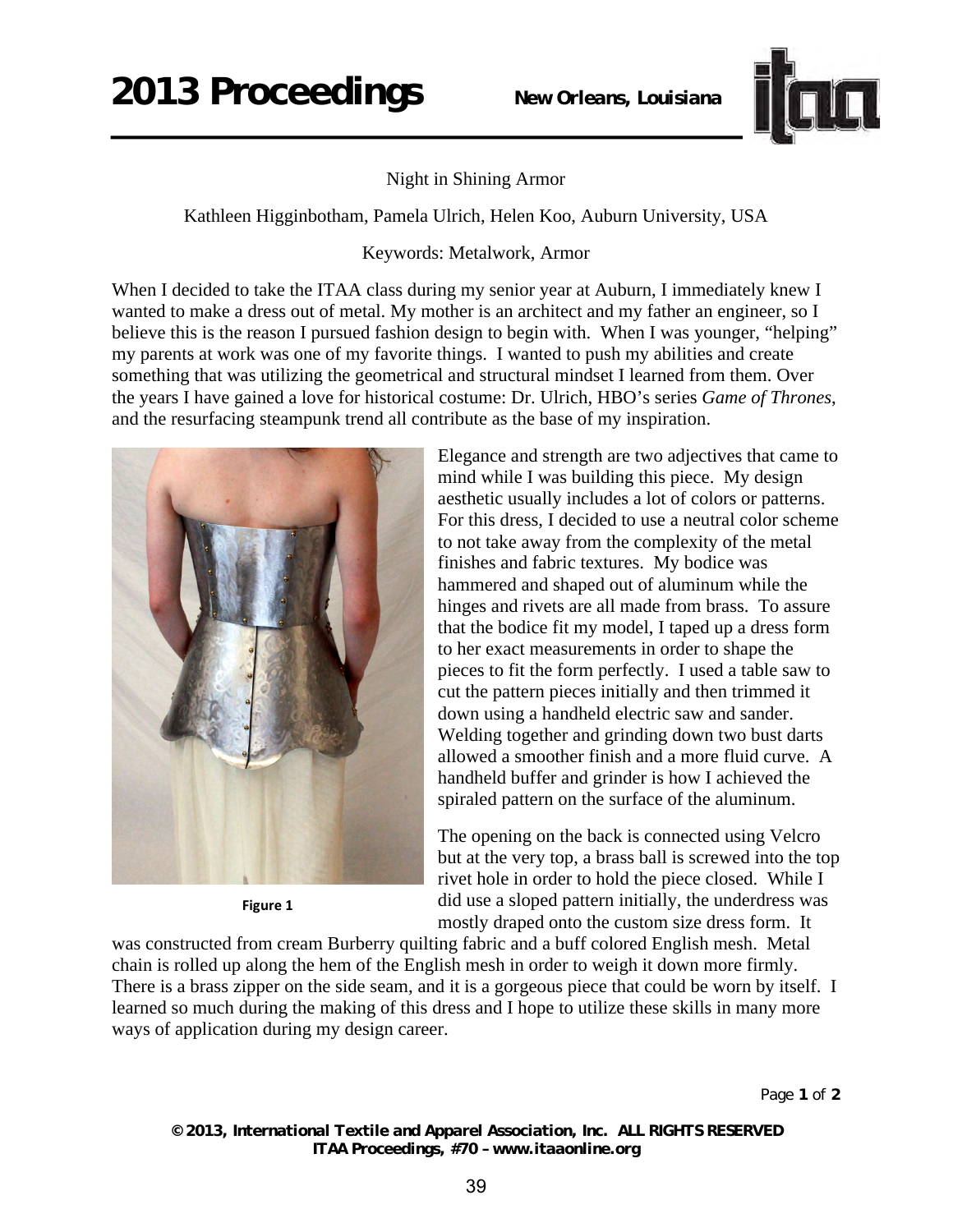# Night in Shining Armor

Kathleen Higginbotham, Pamela Ulrich, Helen Koo, Auburn University, USA

Keywords: Metalwork, Armor

When I decided to take the ITAA class during my senior year at Auburn, I immediately knew I wanted to make a dress out of metal. My mother is an architect and my father an engineer, so I believe this is the reason I pursued fashion design to begin with. When I was younger, "helping" my parents at work was one of my favorite things. I wanted to push my abilities and create something that was utilizing the geometrical and structural mindset I learned from them. Over the years I have gained a love for historical costume: Dr. Ulrich, HBO's series *Game of Thrones*, and the resurfacing steampunk trend all contribute as the base of my inspiration.

Figure 1

Elegance and strength are two adjectives that came to mind while I was building this piece. My design aesthetic usually includes a lot of colors or patterns. For this dress, I decided to use a neutral color scheme to not take away from the complexity of the metal finishes and fabric textures. My bodice was hammered and shaped out of aluminum while the hinges and rivets are all made from brass. To assure that the bodice fit my model, I taped up a dress form to her exact measurements in order to shape the pieces to fit the form perfectly. I used a table saw to cut the pattern pieces initially and then trimmed it down using a handheld electric saw and sander. Welding together and grinding down two bust darts allowed a smoother finish and a more fluid curve. A handheld buffer and grinder is how I achieved the spiraled pattern on the surface of the aluminum.

The opening on the back is connected using Velcro but at the very top, a brass ball is screwed into the top rivet hole in order to hold the piece closed. While I did use a sloped pattern initially, the underdress was mostly draped onto the custom size dress form. It was constructed from cream Burberry quilting fabric and a buff colored English mesh. Metal chain is rolled up along the hem of the English mesh in order to weigh it down more firmly. There is a brass zipper on the side seam, and it is a gorgeous piece that could be worn by itself. I learned so much during the making of this dress and I hope to utilize these skills in many more ways of application during my design career.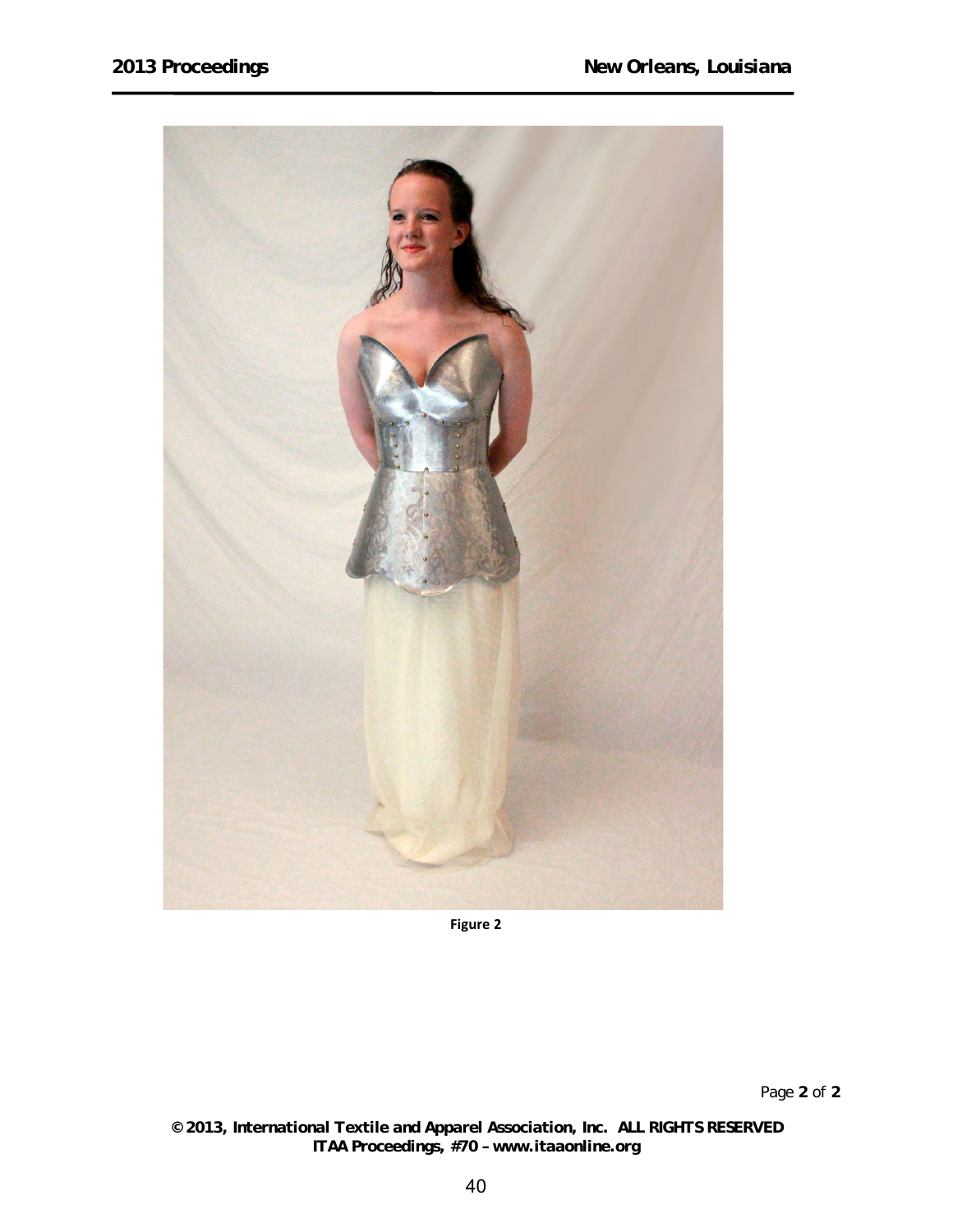Figure 2